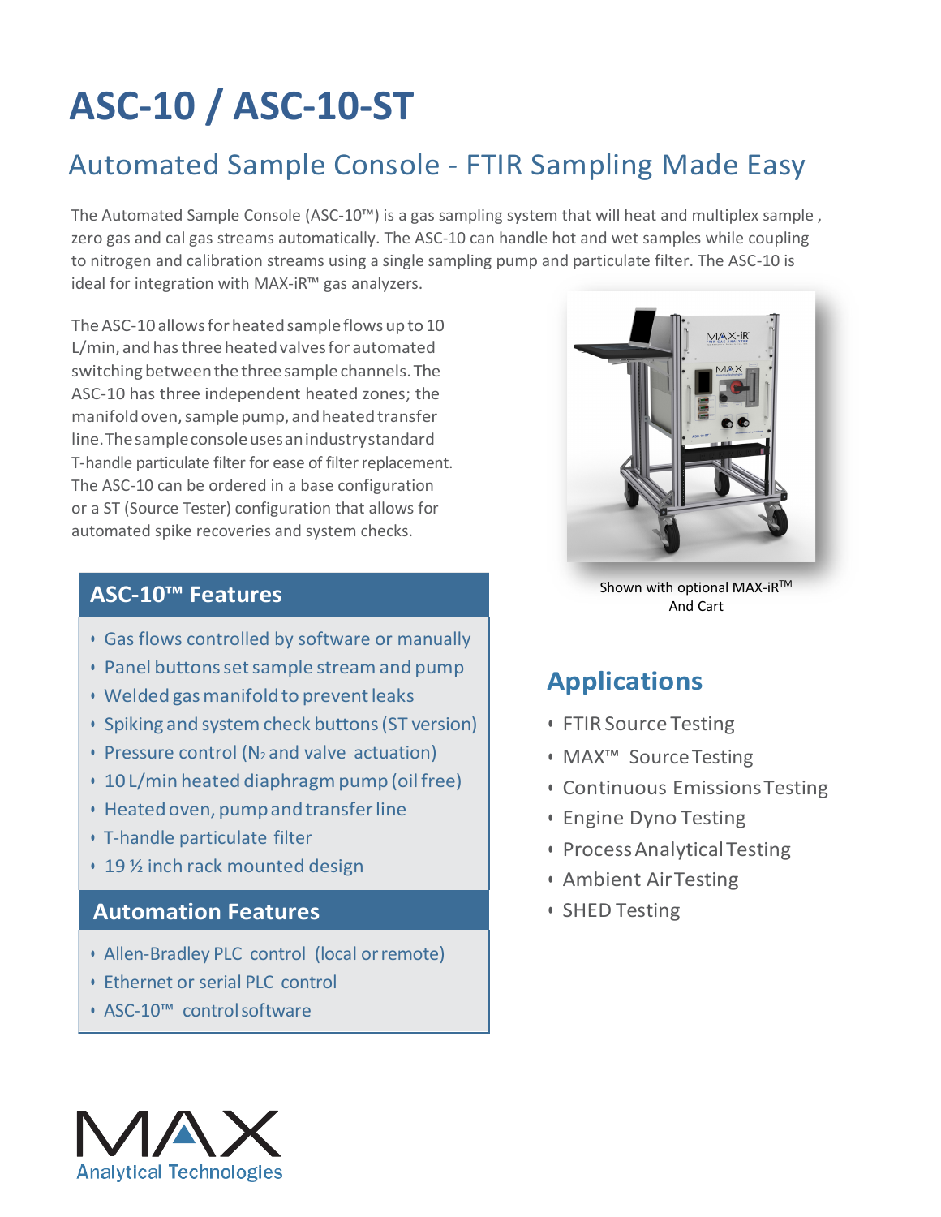# ASC-10 / ASC-10-ST

## Automated Sample Console - FTIR Sampling Made Easy

The Automated Sample Console (ASC-10™) is a gas sampling system that will heat and multiplex sample , zero gas and cal gas streams automatically. The ASC-10 can handle hot and wet samples while coupling to nitrogen and calibration streams using a single sampling pump and particulate filter. The ASC-10 is ideal for integration with MAX-iR™ gas analyzers.

The ASC-10 allows for heated sample flows up to 10 L/min, and has three heated valves for automated switching between the three sample channels. The ASC-10 has three independent heated zones; the manifold oven, sample pump, and heated transfer line. The sample console uses an industry standard T-handle particulate filter for ease of filter replacement. The ASC-10 can be ordered in a base configuration or a ST (Source Tester) configuration that allows for automated spike recoveries and system checks.

Shown with optional MAX-iR™ And Cart

### ASC-10™ Features

- Gas flows controlled by software or manually
- Panel buttons set sample stream and pump
- Welded gas manifold to prevent leaks
- Spiking and system check buttons (ST version)
- Pressure control ($N_2$ and valve actuation)
- 10 L/min heated diaphragm pump (oil free)
- Heated oven, pump and transfer line
- T-handle particulate filter
- 19 ½ inch rack mounted design

### Automation Features

- Allen-Bradley PLC control (local or remote)
- Ethernet or serial PLC control
- ASC-10™ control software

### Applications

- FTIR Source Testing
- MAX™ Source Testing
- Continuous Emissions Testing
- Engine Dyno Testing
- Process Analytical Testing
- Ambient Air Testing
- SHED Testing

MAX Analytical Technologies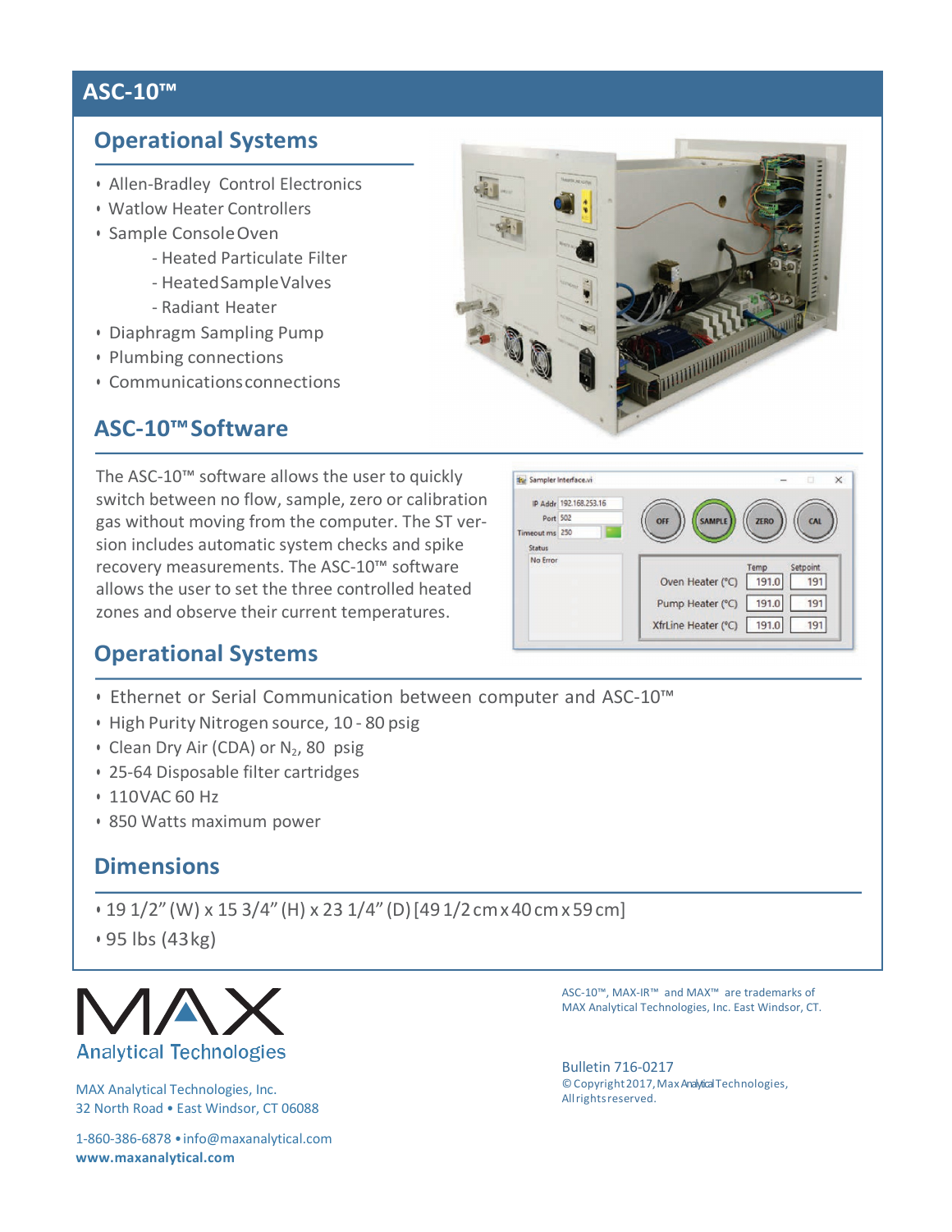# ASC-10™

## Operational Systems

- Allen-Bradley Control Electronics
- Watlow Heater Controllers
- Sample Console Oven
  - Heated Particulate Filter
  - Heated Sample Valves
  - Radiant Heater
- Diaphragm Sampling Pump
- Plumbing connections
- Communications connections

## ASC-10™ Software

The ASC-10™ software allows the user to quickly switch between no flow, sample, zero or calibration gas without moving from the computer. The ST version includes automatic system checks and spike recovery measurements. The ASC-10™ software allows the user to set the three controlled heated zones and observe their current temperatures.

Sampler Interface.vi

IP Addr 192.168.253.16
Port 502
Timeout ms 250
Status
No Error

OFF SAMPLE ZERO CAL

| | Temp | Setpoint |
|---|---|---|
| Oven Heater (°C) | 191.0 | 191 |
| Pump Heater (°C) | 191.0 | 191 |
| XfrLine Heater (°C) | 191.0 | 191 |

## Operational Systems

- Ethernet or Serial Communication between computer and ASC-10™
- High Purity Nitrogen source, 10 - 80 psig
- Clean Dry Air (CDA) or $N_2$, 80 psig
- 25-64 Disposable filter cartridges
- 110VAC 60 Hz
- 850 Watts maximum power

## Dimensions

- 19 1/2" (W) x 15 3/4" (H) x 23 1/4" (D) [49 1/2 cm x 40 cm x 59 cm]
- 95 lbs (43 kg)

MAX Analytical Technologies

MAX Analytical Technologies, Inc.
32 North Road • East Windsor, CT 06088

1-860-386-6878 • info@maxanalytical.com
**www.maxanalytical.com**

ASC-10™, MAX-IR™ and MAX™ are trademarks of MAX Analytical Technologies, Inc. East Windsor, CT.

Bulletin 716-0217
© Copyright 2017, Max Analytical Technologies, All rights reserved.